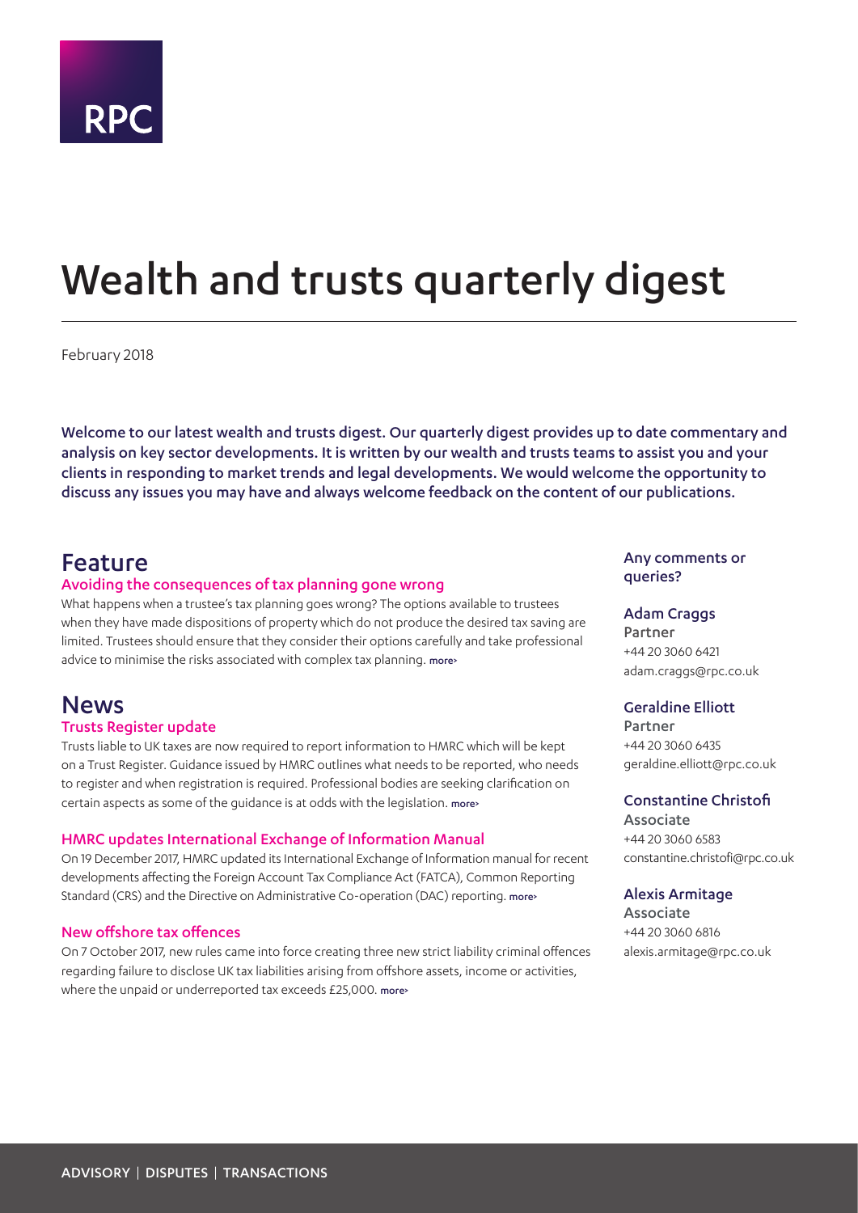RPC

# Wealth and trusts quarterly digest

February 2018

**Welcome to our latest wealth and trusts digest. Our quarterly digest provides up to date commentary and analysis on key sector developments. It is written by our wealth and trusts teams to assist you and your clients in responding to market trends and legal developments. We would welcome the opportunity to discuss any issues you may have and always welcome feedback on the content of our publications.**

## Feature

### Avoiding the consequences of tax planning gone wrong

What happens when a trustee's tax planning goes wrong? The options available to trustees when they have made dispositions of property which do not produce the desired tax saving are limited. Trustees should ensure that they consider their options carefully and take professional advice to minimise the risks associated with complex tax planning. more›

## News

### Trusts Register update

Trusts liable to UK taxes are now required to report information to HMRC which will be kept on a Trust Register. Guidance issued by HMRC outlines what needs to be reported, who needs to register and when registration is required. Professional bodies are seeking clarification on certain aspects as some of the guidance is at odds with the legislation. more›

### HMRC updates International Exchange of Information Manual

On 19 December 2017, HMRC updated its International Exchange of Information manual for recent developments affecting the Foreign Account Tax Compliance Act (FATCA), Common Reporting Standard (CRS) and the Directive on Administrative Co-operation (DAC) reporting. more›

### New offshore tax offences

On 7 October 2017, new rules came into force creating three new strict liability criminal offences regarding failure to disclose UK tax liabilities arising from offshore assets, income or activities, where the unpaid or underreported tax exceeds £25,000. more›

**Any comments or queries?**

**Adam Craggs**
Partner
+44 20 3060 6421
adam.craggs@rpc.co.uk

**Geraldine Elliott**
Partner
+44 20 3060 6435
geraldine.elliott@rpc.co.uk

**Constantine Christofi**
Associate
+44 20 3060 6583
constantine.christofi@rpc.co.uk

**Alexis Armitage**
Associate
+44 20 3060 6816
alexis.armitage@rpc.co.uk

ADVISORY | DISPUTES | TRANSACTIONS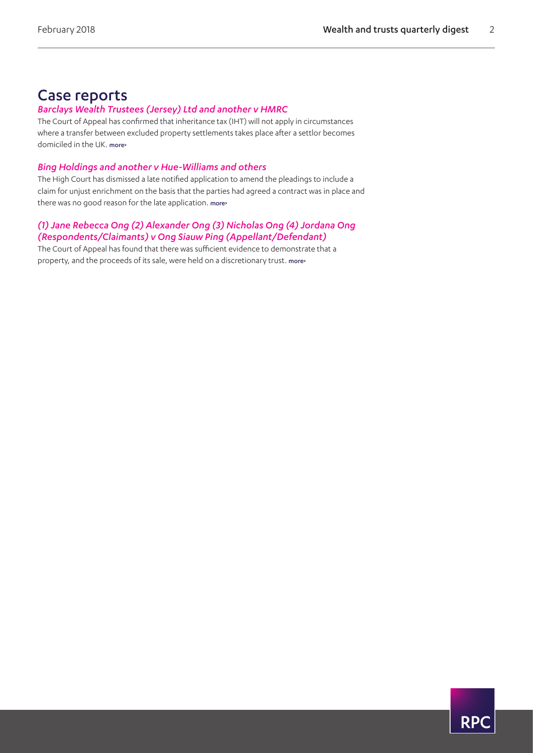# Case reports

### *Barclays Wealth Trustees (Jersey) Ltd and another v HMRC*

The Court of Appeal has confirmed that inheritance tax (IHT) will not apply in circumstances where a transfer between excluded property settlements takes place after a settlor becomes domiciled in the UK. more›

### *Bing Holdings and another v Hue-Williams and others*

The High Court has dismissed a late notified application to amend the pleadings to include a claim for unjust enrichment on the basis that the parties had agreed a contract was in place and there was no good reason for the late application. more›

### *(1) Jane Rebecca Ong (2) Alexander Ong (3) Nicholas Ong (4) Jordana Ong (Respondents/Claimants) v Ong Siauw Ping (Appellant/Defendant)*

The Court of Appeal has found that there was sufficient evidence to demonstrate that a property, and the proceeds of its sale, were held on a discretionary trust. more›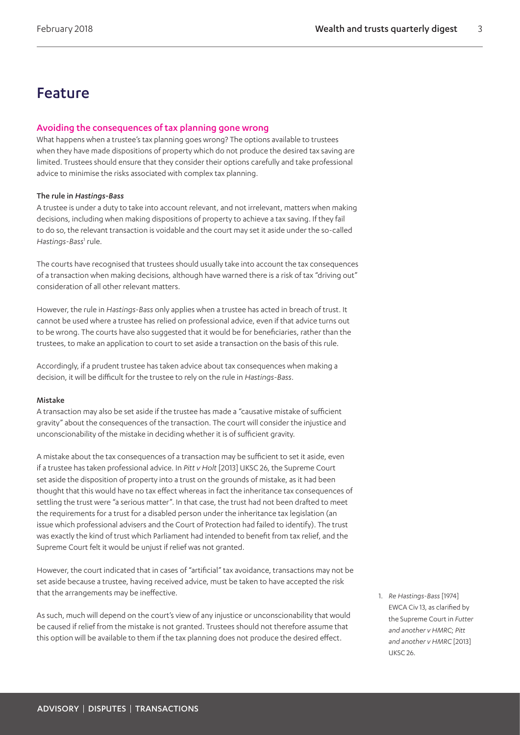# Feature

## Avoiding the consequences of tax planning gone wrong

What happens when a trustee's tax planning goes wrong? The options available to trustees when they have made dispositions of property which do not produce the desired tax saving are limited. Trustees should ensure that they consider their options carefully and take professional advice to minimise the risks associated with complex tax planning.

### The rule in *Hastings-Bass*

A trustee is under a duty to take into account relevant, and not irrelevant, matters when making decisions, including when making dispositions of property to achieve a tax saving. If they fail to do so, the relevant transaction is voidable and the court may set it aside under the so-called *Hastings-Bass*[1] rule.

The courts have recognised that trustees should usually take into account the tax consequences of a transaction when making decisions, although have warned there is a risk of tax "driving out" consideration of all other relevant matters.

However, the rule in *Hastings-Bass* only applies when a trustee has acted in breach of trust. It cannot be used where a trustee has relied on professional advice, even if that advice turns out to be wrong. The courts have also suggested that it would be for beneficiaries, rather than the trustees, to make an application to court to set aside a transaction on the basis of this rule.

Accordingly, if a prudent trustee has taken advice about tax consequences when making a decision, it will be difficult for the trustee to rely on the rule in *Hastings-Bass*.

### Mistake

A transaction may also be set aside if the trustee has made a "causative mistake of sufficient gravity" about the consequences of the transaction. The court will consider the injustice and unconscionability of the mistake in deciding whether it is of sufficient gravity.

A mistake about the tax consequences of a transaction may be sufficient to set it aside, even if a trustee has taken professional advice. In *Pitt v Holt* [2013] UKSC 26, the Supreme Court set aside the disposition of property into a trust on the grounds of mistake, as it had been thought that this would have no tax effect whereas in fact the inheritance tax consequences of settling the trust were "a serious matter". In that case, the trust had not been drafted to meet the requirements for a trust for a disabled person under the inheritance tax legislation (an issue which professional advisers and the Court of Protection had failed to identify). The trust was exactly the kind of trust which Parliament had intended to benefit from tax relief, and the Supreme Court felt it would be unjust if relief was not granted.

However, the court indicated that in cases of "artificial" tax avoidance, transactions may not be set aside because a trustee, having received advice, must be taken to have accepted the risk that the arrangements may be ineffective.

As such, much will depend on the court's view of any injustice or unconscionability that would be caused if relief from the mistake is not granted. Trustees should not therefore assume that this option will be available to them if the tax planning does not produce the desired effect.

1. *Re Hastings-Bass* [1974] EWCA Civ 13, as clarified by the Supreme Court in *Futter and another v HMRC; Pitt and another v HMRC* [2013] UKSC 26.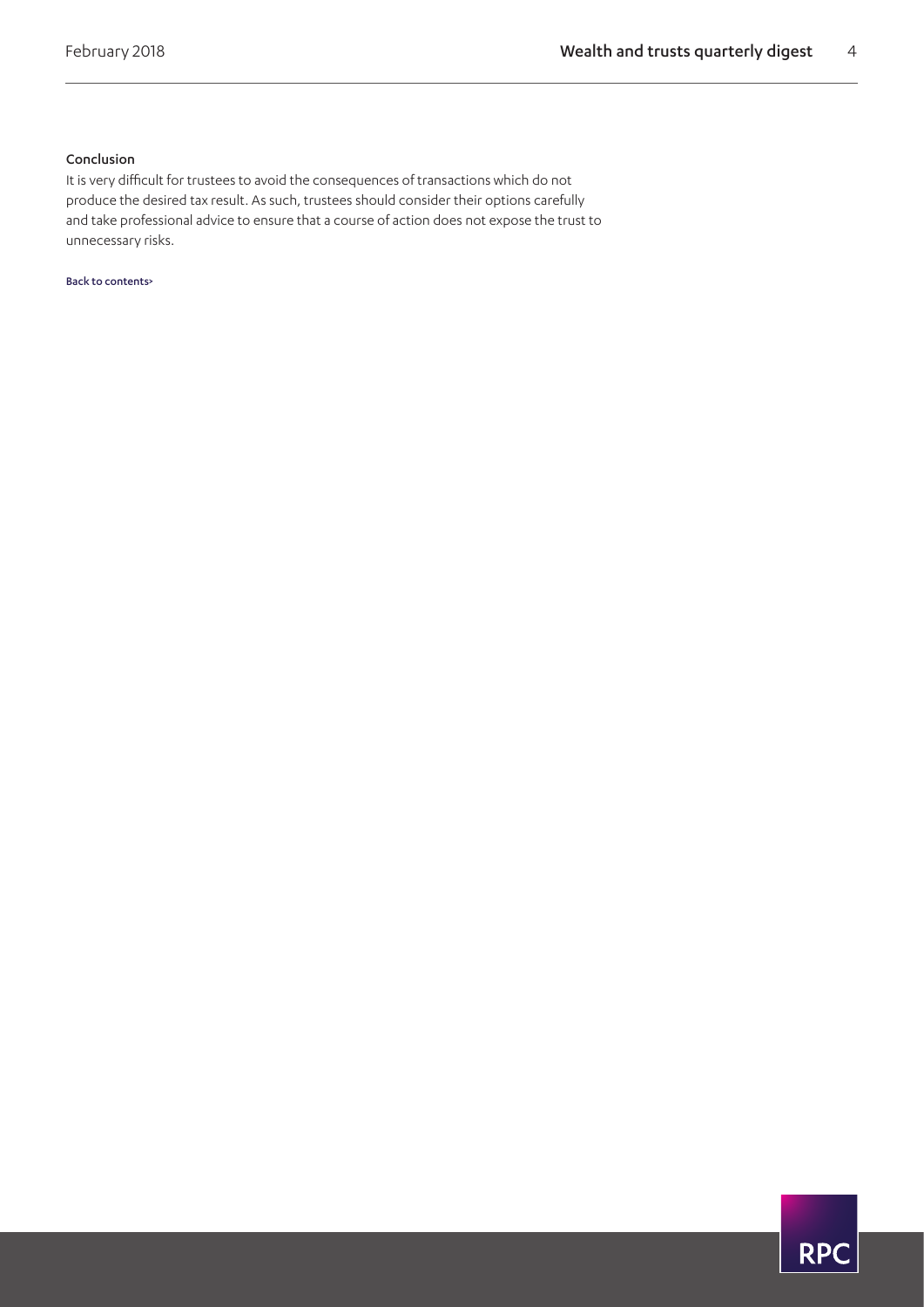### Conclusion

It is very difficult for trustees to avoid the consequences of transactions which do not produce the desired tax result. As such, trustees should consider their options carefully and take professional advice to ensure that a course of action does not expose the trust to unnecessary risks.

Back to contents>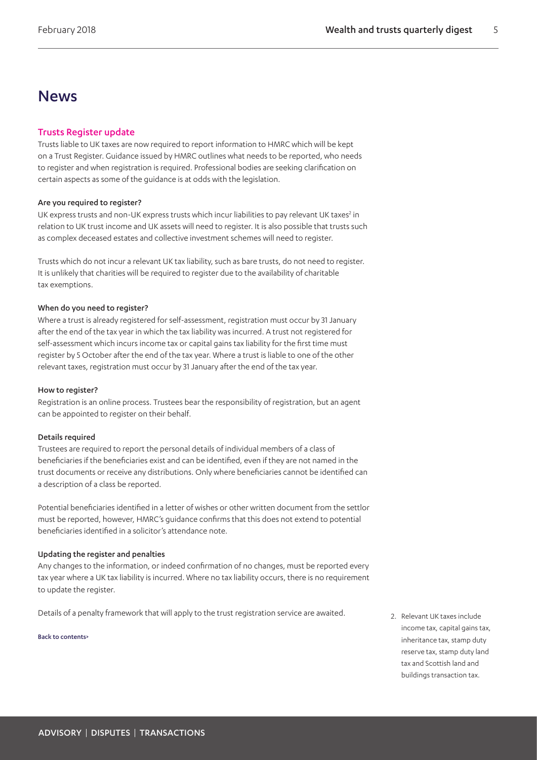# News

## Trusts Register update

Trusts liable to UK taxes are now required to report information to HMRC which will be kept on a Trust Register. Guidance issued by HMRC outlines what needs to be reported, who needs to register and when registration is required. Professional bodies are seeking clarification on certain aspects as some of the guidance is at odds with the legislation.

### Are you required to register?

UK express trusts and non-UK express trusts which incur liabilities to pay relevant UK taxes[2] in relation to UK trust income and UK assets will need to register. It is also possible that trusts such as complex deceased estates and collective investment schemes will need to register.

Trusts which do not incur a relevant UK tax liability, such as bare trusts, do not need to register. It is unlikely that charities will be required to register due to the availability of charitable tax exemptions.

### When do you need to register?

Where a trust is already registered for self-assessment, registration must occur by 31 January after the end of the tax year in which the tax liability was incurred. A trust not registered for self-assessment which incurs income tax or capital gains tax liability for the first time must register by 5 October after the end of the tax year. Where a trust is liable to one of the other relevant taxes, registration must occur by 31 January after the end of the tax year.

### How to register?

Registration is an online process. Trustees bear the responsibility of registration, but an agent can be appointed to register on their behalf.

### Details required

Trustees are required to report the personal details of individual members of a class of beneficiaries if the beneficiaries exist and can be identified, even if they are not named in the trust documents or receive any distributions. Only where beneficiaries cannot be identified can a description of a class be reported.

Potential beneficiaries identified in a letter of wishes or other written document from the settlor must be reported, however, HMRC's guidance confirms that this does not extend to potential beneficiaries identified in a solicitor's attendance note.

### Updating the register and penalties

Any changes to the information, or indeed confirmation of no changes, must be reported every tax year where a UK tax liability is incurred. Where no tax liability occurs, there is no requirement to update the register.

Details of a penalty framework that will apply to the trust registration service are awaited.

Back to contents>

2. Relevant UK taxes include income tax, capital gains tax, inheritance tax, stamp duty reserve tax, stamp duty land tax and Scottish land and buildings transaction tax.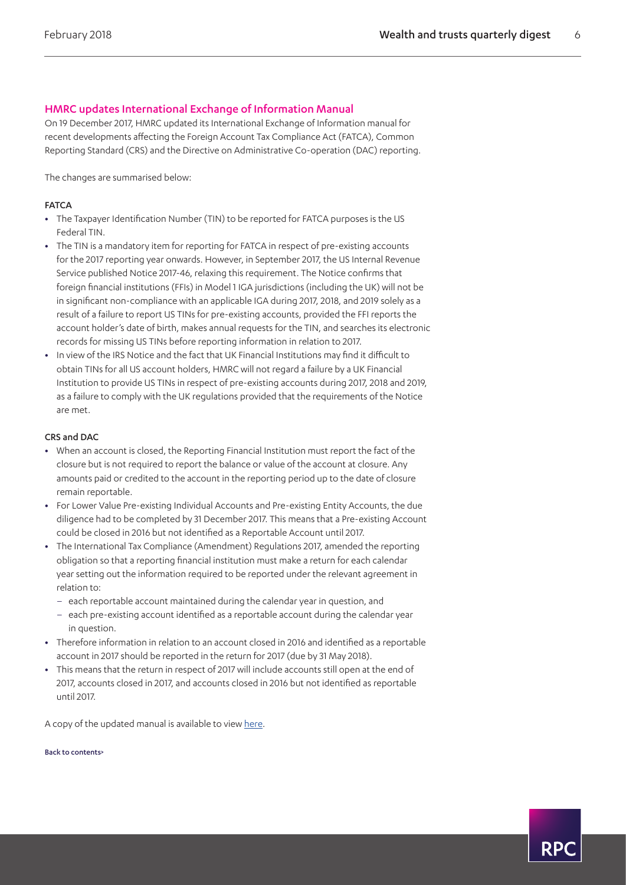## HMRC updates International Exchange of Information Manual

On 19 December 2017, HMRC updated its International Exchange of Information manual for recent developments affecting the Foreign Account Tax Compliance Act (FATCA), Common Reporting Standard (CRS) and the Directive on Administrative Co-operation (DAC) reporting.

The changes are summarised below:

### FATCA

- The Taxpayer Identification Number (TIN) to be reported for FATCA purposes is the US Federal TIN.
- The TIN is a mandatory item for reporting for FATCA in respect of pre-existing accounts for the 2017 reporting year onwards. However, in September 2017, the US Internal Revenue Service published Notice 2017-46, relaxing this requirement. The Notice confirms that foreign financial institutions (FFIs) in Model 1 IGA jurisdictions (including the UK) will not be in significant non-compliance with an applicable IGA during 2017, 2018, and 2019 solely as a result of a failure to report US TINs for pre-existing accounts, provided the FFI reports the account holder's date of birth, makes annual requests for the TIN, and searches its electronic records for missing US TINs before reporting information in relation to 2017.
- In view of the IRS Notice and the fact that UK Financial Institutions may find it difficult to obtain TINs for all US account holders, HMRC will not regard a failure by a UK Financial Institution to provide US TINs in respect of pre-existing accounts during 2017, 2018 and 2019, as a failure to comply with the UK regulations provided that the requirements of the Notice are met.

### CRS and DAC

- When an account is closed, the Reporting Financial Institution must report the fact of the closure but is not required to report the balance or value of the account at closure. Any amounts paid or credited to the account in the reporting period up to the date of closure remain reportable.
- For Lower Value Pre-existing Individual Accounts and Pre-existing Entity Accounts, the due diligence had to be completed by 31 December 2017. This means that a Pre-existing Account could be closed in 2016 but not identified as a Reportable Account until 2017.
- The International Tax Compliance (Amendment) Regulations 2017, amended the reporting obligation so that a reporting financial institution must make a return for each calendar year setting out the information required to be reported under the relevant agreement in relation to:
  - each reportable account maintained during the calendar year in question, and
  - each pre-existing account identified as a reportable account during the calendar year in question.
- Therefore information in relation to an account closed in 2016 and identified as a reportable account in 2017 should be reported in the return for 2017 (due by 31 May 2018).
- This means that the return in respect of 2017 will include accounts still open at the end of 2017, accounts closed in 2017, and accounts closed in 2016 but not identified as reportable until 2017.

A copy of the updated manual is available to view here.

Back to contents>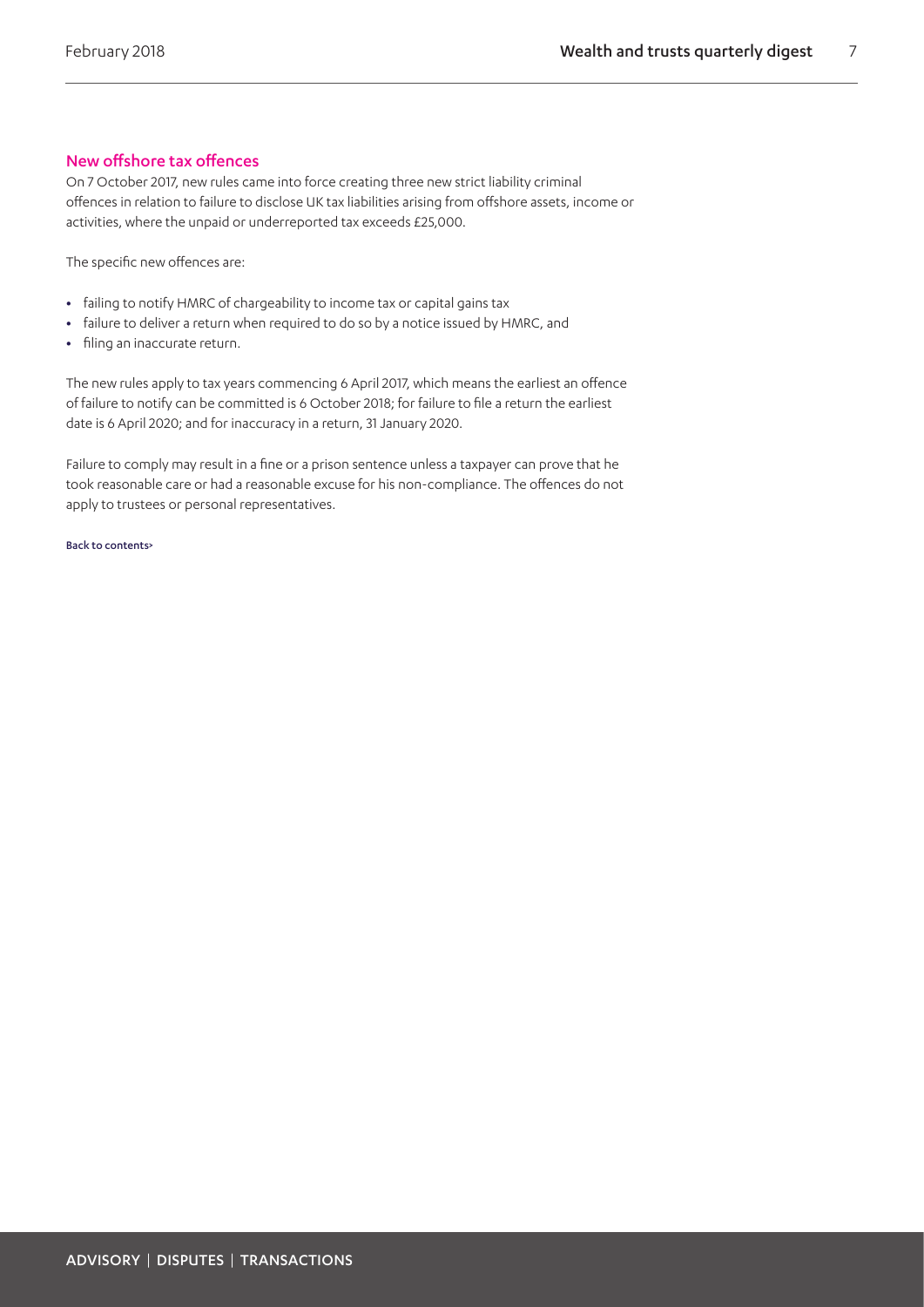## New offshore tax offences

On 7 October 2017, new rules came into force creating three new strict liability criminal offences in relation to failure to disclose UK tax liabilities arising from offshore assets, income or activities, where the unpaid or underreported tax exceeds £25,000.

The specific new offences are:

- failing to notify HMRC of chargeability to income tax or capital gains tax
- failure to deliver a return when required to do so by a notice issued by HMRC, and
- filing an inaccurate return.

The new rules apply to tax years commencing 6 April 2017, which means the earliest an offence of failure to notify can be committed is 6 October 2018; for failure to file a return the earliest date is 6 April 2020; and for inaccuracy in a return, 31 January 2020.

Failure to comply may result in a fine or a prison sentence unless a taxpayer can prove that he took reasonable care or had a reasonable excuse for his non-compliance. The offences do not apply to trustees or personal representatives.

Back to contents>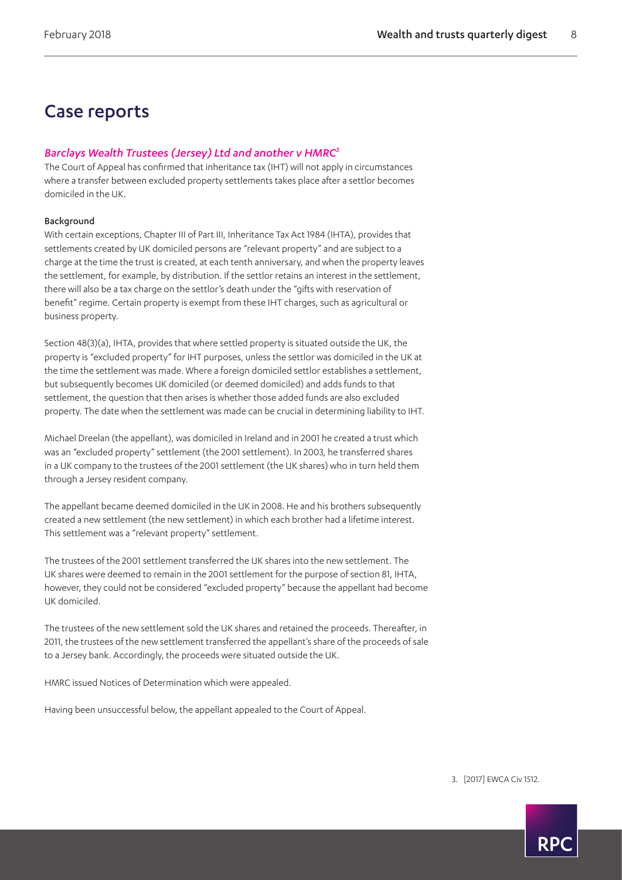# Case reports

### *Barclays Wealth Trustees (Jersey) Ltd and another v HMRC*[3]

The Court of Appeal has confirmed that inheritance tax (IHT) will not apply in circumstances where a transfer between excluded property settlements takes place after a settlor becomes domiciled in the UK.

#### Background

With certain exceptions, Chapter III of Part III, Inheritance Tax Act 1984 (IHTA), provides that settlements created by UK domiciled persons are "relevant property" and are subject to a charge at the time the trust is created, at each tenth anniversary, and when the property leaves the settlement, for example, by distribution. If the settlor retains an interest in the settlement, there will also be a tax charge on the settlor's death under the "gifts with reservation of benefit" regime. Certain property is exempt from these IHT charges, such as agricultural or business property.

Section 48(3)(a), IHTA, provides that where settled property is situated outside the UK, the property is "excluded property" for IHT purposes, unless the settlor was domiciled in the UK at the time the settlement was made. Where a foreign domiciled settlor establishes a settlement, but subsequently becomes UK domiciled (or deemed domiciled) and adds funds to that settlement, the question that then arises is whether those added funds are also excluded property. The date when the settlement was made can be crucial in determining liability to IHT.

Michael Dreelan (the appellant), was domiciled in Ireland and in 2001 he created a trust which was an "excluded property" settlement (the 2001 settlement). In 2003, he transferred shares in a UK company to the trustees of the 2001 settlement (the UK shares) who in turn held them through a Jersey resident company.

The appellant became deemed domiciled in the UK in 2008. He and his brothers subsequently created a new settlement (the new settlement) in which each brother had a lifetime interest. This settlement was a "relevant property" settlement.

The trustees of the 2001 settlement transferred the UK shares into the new settlement. The UK shares were deemed to remain in the 2001 settlement for the purpose of section 81, IHTA, however, they could not be considered "excluded property" because the appellant had become UK domiciled.

The trustees of the new settlement sold the UK shares and retained the proceeds. Thereafter, in 2011, the trustees of the new settlement transferred the appellant's share of the proceeds of sale to a Jersey bank. Accordingly, the proceeds were situated outside the UK.

HMRC issued Notices of Determination which were appealed.

Having been unsuccessful below, the appellant appealed to the Court of Appeal.

3. [2017] EWCA Civ 1512.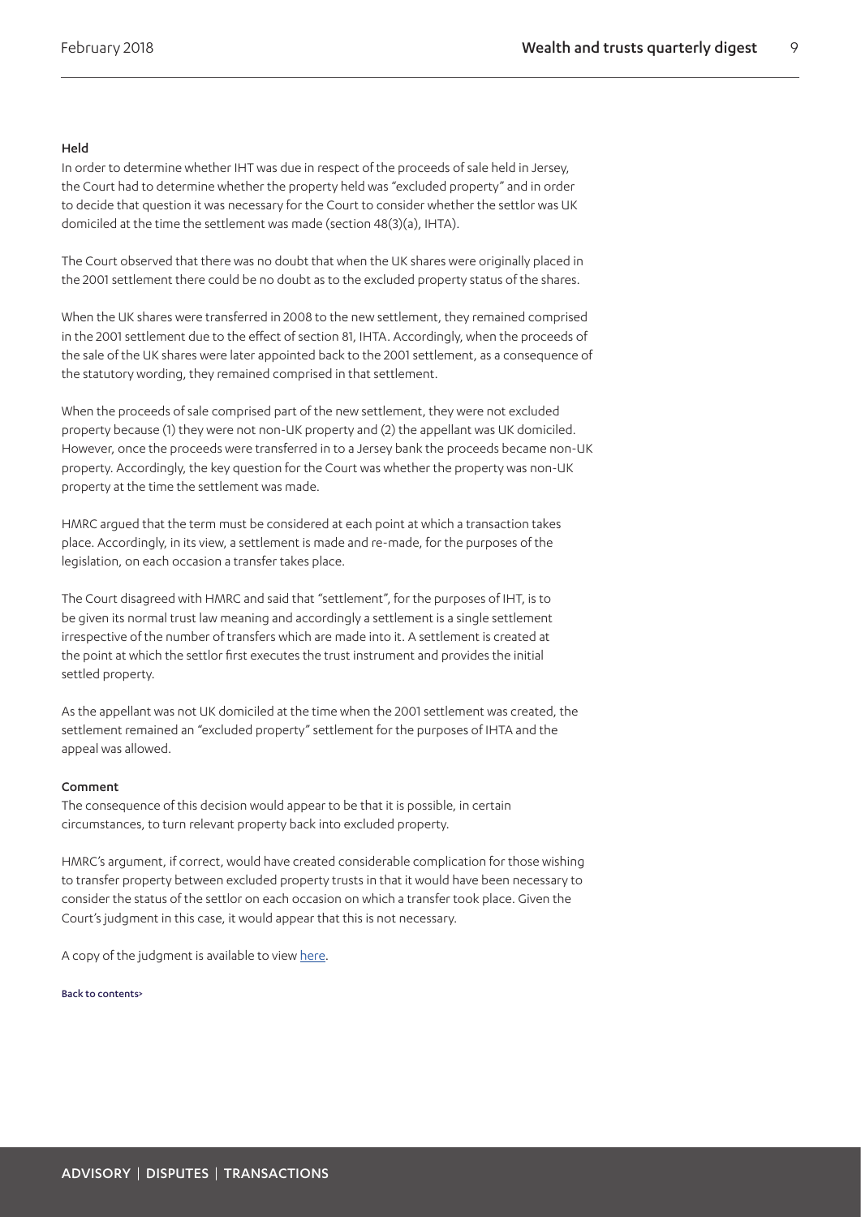### Held

In order to determine whether IHT was due in respect of the proceeds of sale held in Jersey, the Court had to determine whether the property held was "excluded property" and in order to decide that question it was necessary for the Court to consider whether the settlor was UK domiciled at the time the settlement was made (section 48(3)(a), IHTA).

The Court observed that there was no doubt that when the UK shares were originally placed in the 2001 settlement there could be no doubt as to the excluded property status of the shares.

When the UK shares were transferred in 2008 to the new settlement, they remained comprised in the 2001 settlement due to the effect of section 81, IHTA. Accordingly, when the proceeds of the sale of the UK shares were later appointed back to the 2001 settlement, as a consequence of the statutory wording, they remained comprised in that settlement.

When the proceeds of sale comprised part of the new settlement, they were not excluded property because (1) they were not non-UK property and (2) the appellant was UK domiciled. However, once the proceeds were transferred in to a Jersey bank the proceeds became non-UK property. Accordingly, the key question for the Court was whether the property was non-UK property at the time the settlement was made.

HMRC argued that the term must be considered at each point at which a transaction takes place. Accordingly, in its view, a settlement is made and re-made, for the purposes of the legislation, on each occasion a transfer takes place.

The Court disagreed with HMRC and said that "settlement", for the purposes of IHT, is to be given its normal trust law meaning and accordingly a settlement is a single settlement irrespective of the number of transfers which are made into it. A settlement is created at the point at which the settlor first executes the trust instrument and provides the initial settled property.

As the appellant was not UK domiciled at the time when the 2001 settlement was created, the settlement remained an "excluded property" settlement for the purposes of IHTA and the appeal was allowed.

### Comment

The consequence of this decision would appear to be that it is possible, in certain circumstances, to turn relevant property back into excluded property.

HMRC's argument, if correct, would have created considerable complication for those wishing to transfer property between excluded property trusts in that it would have been necessary to consider the status of the settlor on each occasion on which a transfer took place. Given the Court's judgment in this case, it would appear that this is not necessary.

A copy of the judgment is available to view here.

Back to contents>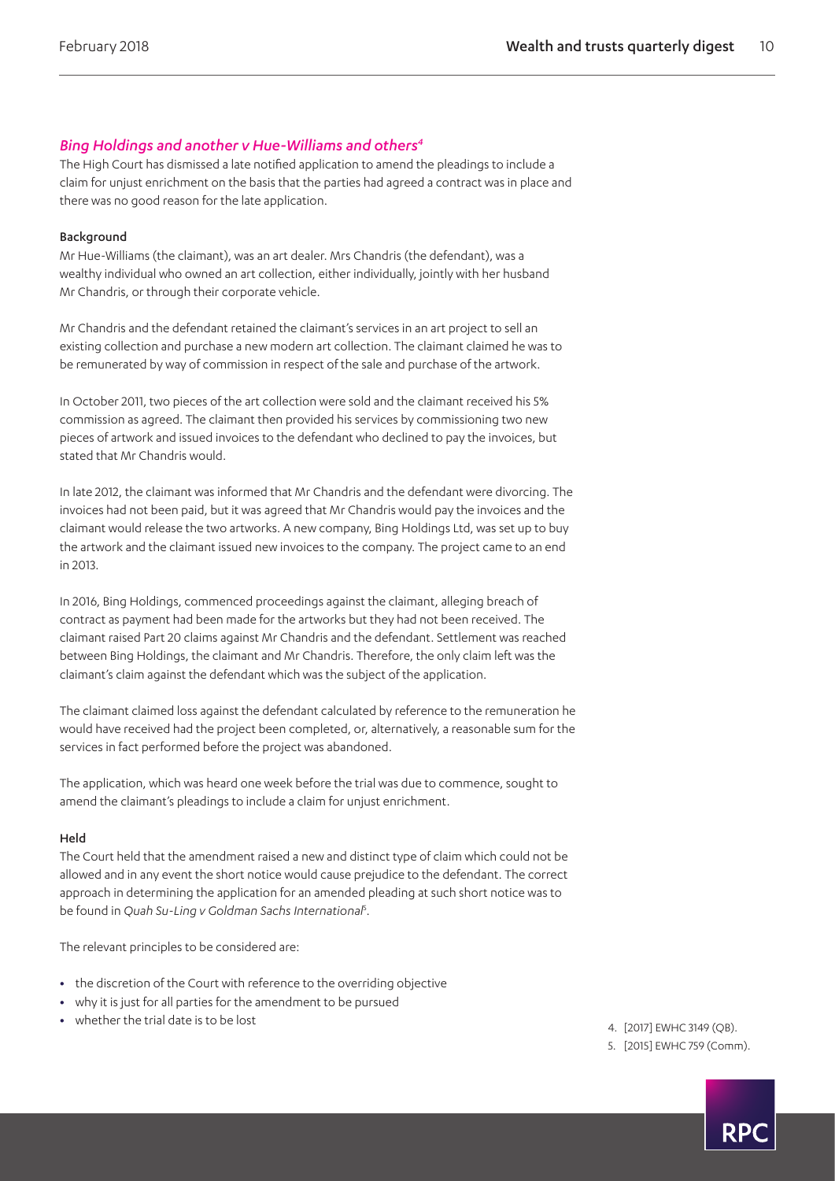### *Bing Holdings and another v Hue-Williams and others*[4]

The High Court has dismissed a late notified application to amend the pleadings to include a claim for unjust enrichment on the basis that the parties had agreed a contract was in place and there was no good reason for the late application.

#### Background

Mr Hue-Williams (the claimant), was an art dealer. Mrs Chandris (the defendant), was a wealthy individual who owned an art collection, either individually, jointly with her husband Mr Chandris, or through their corporate vehicle.

Mr Chandris and the defendant retained the claimant's services in an art project to sell an existing collection and purchase a new modern art collection. The claimant claimed he was to be remunerated by way of commission in respect of the sale and purchase of the artwork.

In October 2011, two pieces of the art collection were sold and the claimant received his 5% commission as agreed. The claimant then provided his services by commissioning two new pieces of artwork and issued invoices to the defendant who declined to pay the invoices, but stated that Mr Chandris would.

In late 2012, the claimant was informed that Mr Chandris and the defendant were divorcing. The invoices had not been paid, but it was agreed that Mr Chandris would pay the invoices and the claimant would release the two artworks. A new company, Bing Holdings Ltd, was set up to buy the artwork and the claimant issued new invoices to the company. The project came to an end in 2013.

In 2016, Bing Holdings, commenced proceedings against the claimant, alleging breach of contract as payment had been made for the artworks but they had not been received. The claimant raised Part 20 claims against Mr Chandris and the defendant. Settlement was reached between Bing Holdings, the claimant and Mr Chandris. Therefore, the only claim left was the claimant's claim against the defendant which was the subject of the application.

The claimant claimed loss against the defendant calculated by reference to the remuneration he would have received had the project been completed, or, alternatively, a reasonable sum for the services in fact performed before the project was abandoned.

The application, which was heard one week before the trial was due to commence, sought to amend the claimant's pleadings to include a claim for unjust enrichment.

#### Held

The Court held that the amendment raised a new and distinct type of claim which could not be allowed and in any event the short notice would cause prejudice to the defendant. The correct approach in determining the application for an amended pleading at such short notice was to be found in *Quah Su-Ling v Goldman Sachs International*[5].

The relevant principles to be considered are:

- the discretion of the Court with reference to the overriding objective
- why it is just for all parties for the amendment to be pursued
- whether the trial date is to be lost

4. [2017] EWHC 3149 (QB).
5. [2015] EWHC 759 (Comm).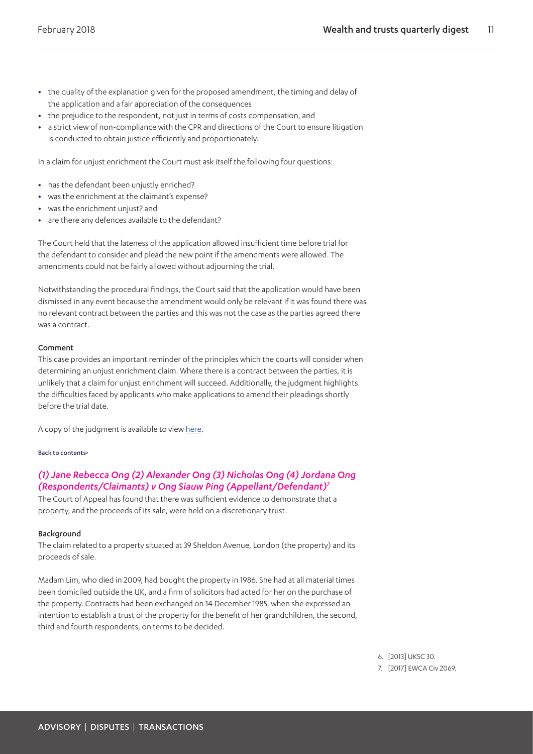- the quality of the explanation given for the proposed amendment, the timing and delay of the application and a fair appreciation of the consequences
- the prejudice to the respondent, not just in terms of costs compensation, and
- a strict view of non-compliance with the CPR and directions of the Court to ensure litigation is conducted to obtain justice efficiently and proportionately.

In a claim for unjust enrichment the Court must ask itself the following four questions:

- has the defendant been unjustly enriched?
- was the enrichment at the claimant's expense?
- was the enrichment unjust? and
- are there any defences available to the defendant?

The Court held that the lateness of the application allowed insufficient time before trial for the defendant to consider and plead the new point if the amendments were allowed. The amendments could not be fairly allowed without adjourning the trial.

Notwithstanding the procedural findings, the Court said that the application would have been dismissed in any event because the amendment would only be relevant if it was found there was no relevant contract between the parties and this was not the case as the parties agreed there was a contract.

#### Comment

This case provides an important reminder of the principles which the courts will consider when determining an unjust enrichment claim. Where there is a contract between the parties, it is unlikely that a claim for unjust enrichment will succeed. Additionally, the judgment highlights the difficulties faced by applicants who make applications to amend their pleadings shortly before the trial date.

A copy of the judgment is available to view here.

Back to contents>

### *(1) Jane Rebecca Ong (2) Alexander Ong (3) Nicholas Ong (4) Jordana Ong (Respondents/Claimants) v Ong Siauw Ping (Appellant/Defendant)*[7]

The Court of Appeal has found that there was sufficient evidence to demonstrate that a property, and the proceeds of its sale, were held on a discretionary trust.

#### Background

The claim related to a property situated at 39 Sheldon Avenue, London (the property) and its proceeds of sale.

Madam Lim, who died in 2009, had bought the property in 1986. She had at all material times been domiciled outside the UK, and a firm of solicitors had acted for her on the purchase of the property. Contracts had been exchanged on 14 December 1985, when she expressed an intention to establish a trust of the property for the benefit of her grandchildren, the second, third and fourth respondents, on terms to be decided.

6. [2013] UKSC 30.
7. [2017] EWCA Civ 2069.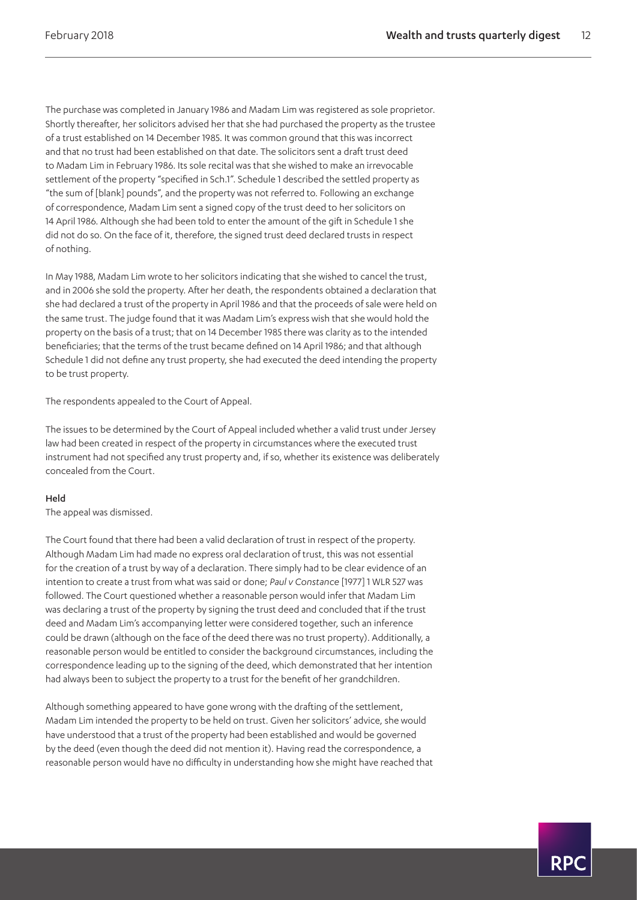The purchase was completed in January 1986 and Madam Lim was registered as sole proprietor. Shortly thereafter, her solicitors advised her that she had purchased the property as the trustee of a trust established on 14 December 1985. It was common ground that this was incorrect and that no trust had been established on that date. The solicitors sent a draft trust deed to Madam Lim in February 1986. Its sole recital was that she wished to make an irrevocable settlement of the property "specified in Sch.1". Schedule 1 described the settled property as "the sum of [blank] pounds", and the property was not referred to. Following an exchange of correspondence, Madam Lim sent a signed copy of the trust deed to her solicitors on 14 April 1986. Although she had been told to enter the amount of the gift in Schedule 1 she did not do so. On the face of it, therefore, the signed trust deed declared trusts in respect of nothing.

In May 1988, Madam Lim wrote to her solicitors indicating that she wished to cancel the trust, and in 2006 she sold the property. After her death, the respondents obtained a declaration that she had declared a trust of the property in April 1986 and that the proceeds of sale were held on the same trust. The judge found that it was Madam Lim's express wish that she would hold the property on the basis of a trust; that on 14 December 1985 there was clarity as to the intended beneficiaries; that the terms of the trust became defined on 14 April 1986; and that although Schedule 1 did not define any trust property, she had executed the deed intending the property to be trust property.

The respondents appealed to the Court of Appeal.

The issues to be determined by the Court of Appeal included whether a valid trust under Jersey law had been created in respect of the property in circumstances where the executed trust instrument had not specified any trust property and, if so, whether its existence was deliberately concealed from the Court.

**Held**

The appeal was dismissed.

The Court found that there had been a valid declaration of trust in respect of the property. Although Madam Lim had made no express oral declaration of trust, this was not essential for the creation of a trust by way of a declaration. There simply had to be clear evidence of an intention to create a trust from what was said or done; *Paul v Constance* [1977] 1 WLR 527 was followed. The Court questioned whether a reasonable person would infer that Madam Lim was declaring a trust of the property by signing the trust deed and concluded that if the trust deed and Madam Lim's accompanying letter were considered together, such an inference could be drawn (although on the face of the deed there was no trust property). Additionally, a reasonable person would be entitled to consider the background circumstances, including the correspondence leading up to the signing of the deed, which demonstrated that her intention had always been to subject the property to a trust for the benefit of her grandchildren.

Although something appeared to have gone wrong with the drafting of the settlement, Madam Lim intended the property to be held on trust. Given her solicitors' advice, she would have understood that a trust of the property had been established and would be governed by the deed (even though the deed did not mention it). Having read the correspondence, a reasonable person would have no difficulty in understanding how she might have reached that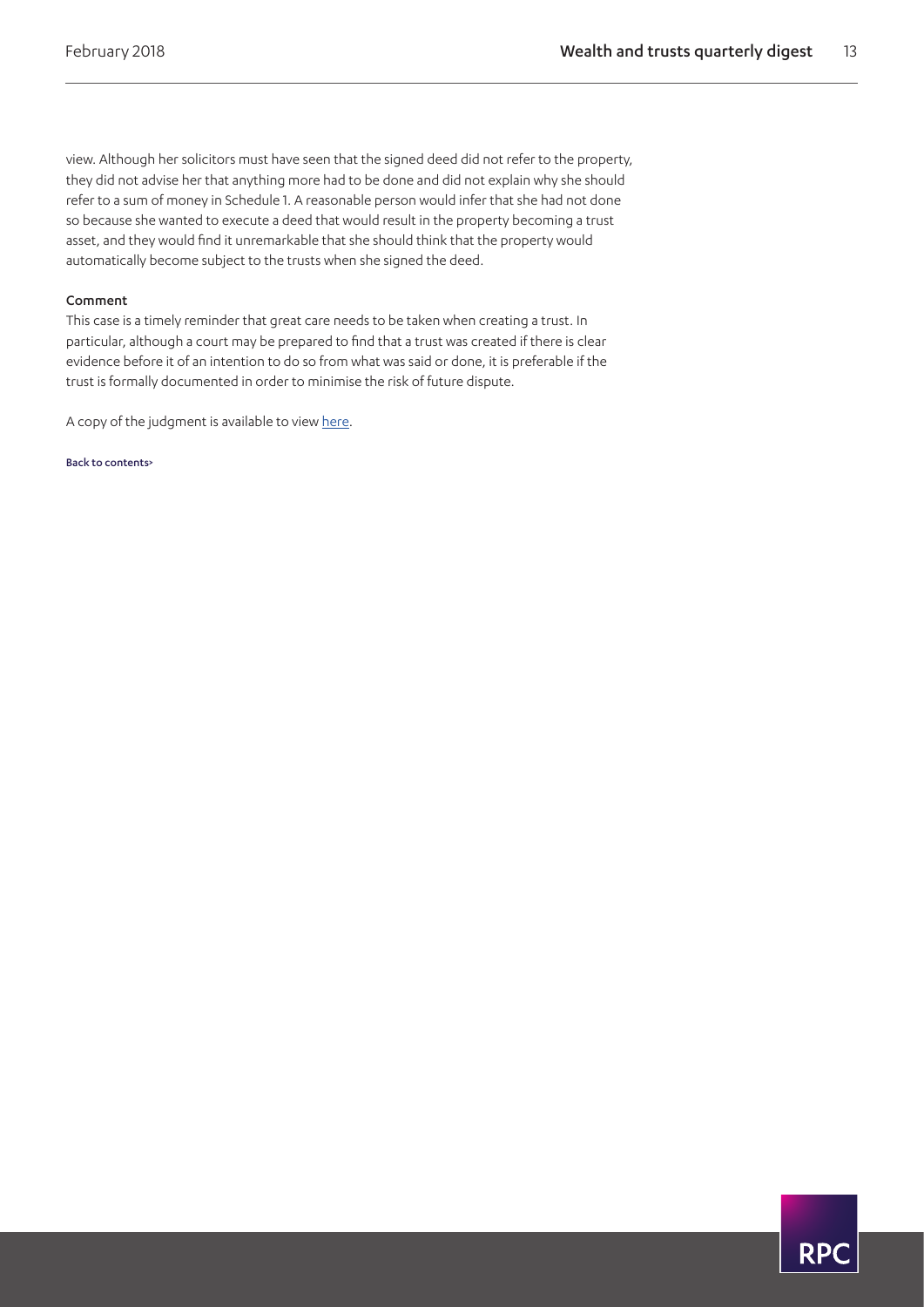view. Although her solicitors must have seen that the signed deed did not refer to the property, they did not advise her that anything more had to be done and did not explain why she should refer to a sum of money in Schedule 1. A reasonable person would infer that she had not done so because she wanted to execute a deed that would result in the property becoming a trust asset, and they would find it unremarkable that she should think that the property would automatically become subject to the trusts when she signed the deed.

### Comment

This case is a timely reminder that great care needs to be taken when creating a trust. In particular, although a court may be prepared to find that a trust was created if there is clear evidence before it of an intention to do so from what was said or done, it is preferable if the trust is formally documented in order to minimise the risk of future dispute.

A copy of the judgment is available to view here.

Back to contents>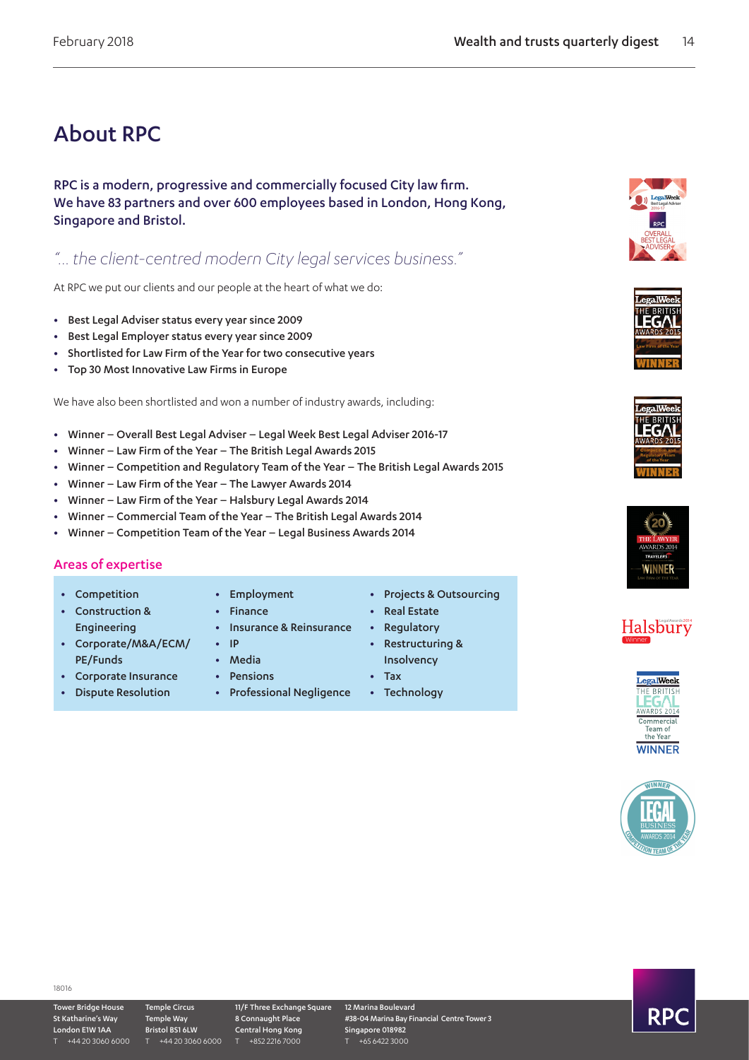# About RPC

**RPC is a modern, progressive and commercially focused City law firm. We have 83 partners and over 600 employees based in London, Hong Kong, Singapore and Bristol.**

*"... the client-centred modern City legal services business."*

At RPC we put our clients and our people at the heart of what we do:

- Best Legal Adviser status every year since 2009
- Best Legal Employer status every year since 2009
- Shortlisted for Law Firm of the Year for two consecutive years
- Top 30 Most Innovative Law Firms in Europe

We have also been shortlisted and won a number of industry awards, including:

- Winner – Overall Best Legal Adviser – Legal Week Best Legal Adviser 2016-17
- Winner – Law Firm of the Year – The British Legal Awards 2015
- Winner – Competition and Regulatory Team of the Year – The British Legal Awards 2015
- Winner – Law Firm of the Year – The Lawyer Awards 2014
- Winner – Law Firm of the Year – Halsbury Legal Awards 2014
- Winner – Commercial Team of the Year – The British Legal Awards 2014
- Winner – Competition Team of the Year – Legal Business Awards 2014

## Areas of expertise

- Competition
- Construction & Engineering
- Corporate/M&A/ECM/PE/Funds
- Corporate Insurance
- Dispute Resolution
- Employment
- Finance
- Insurance & Reinsurance
- IP
- Media
- Pensions
- Professional Negligence
- Projects & Outsourcing
- Real Estate
- Regulatory
- Restructuring & Insolvency
- Tax
- Technology

18016

Tower Bridge House
St Katharine's Way
London E1W 1AA
T +44 20 3060 6000

Temple Circus
Temple Way
Bristol BS1 6LW
T +44 20 3060 6000

11/F Three Exchange Square
8 Connaught Place
Central Hong Kong
T +852 2216 7000

12 Marina Boulevard
#38-04 Marina Bay Financial Centre Tower 3
Singapore 018982
T +65 6422 3000